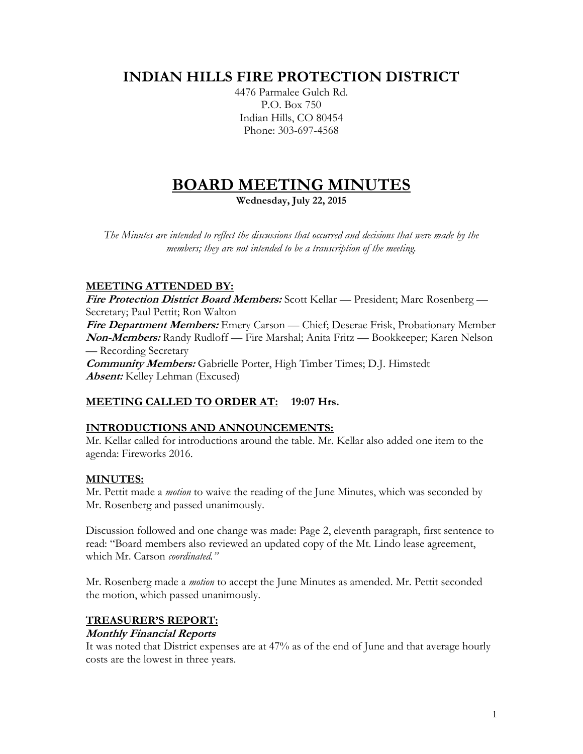# INDIAN HILLS FIRE PROTECTION DISTRICT

4476 Parmalee Gulch Rd.
P.O. Box 750
Indian Hills, CO 80454
Phone: 303-697-4568

# BOARD MEETING MINUTES

**Wednesday, July 22, 2015**

*The Minutes are intended to reflect the discussions that occurred and decisions that were made by the members; they are not intended to be a transcription of the meeting.*

## MEETING ATTENDED BY:

***Fire Protection District Board Members:*** Scott Kellar — President; Marc Rosenberg — Secretary; Paul Pettit; Ron Walton
***Fire Department Members:*** Emery Carson — Chief; Deserae Frisk, Probationary Member
***Non-Members:*** Randy Rudloff — Fire Marshal; Anita Fritz — Bookkeeper; Karen Nelson — Recording Secretary
***Community Members:*** Gabrielle Porter, High Timber Times; D.J. Himstedt
***Absent:*** Kelley Lehman (Excused)

## MEETING CALLED TO ORDER AT: 19:07 Hrs.

## INTRODUCTIONS AND ANNOUNCEMENTS:

Mr. Kellar called for introductions around the table. Mr. Kellar also added one item to the agenda: Fireworks 2016.

## MINUTES:

Mr. Pettit made a *motion* to waive the reading of the June Minutes, which was seconded by Mr. Rosenberg and passed unanimously.

Discussion followed and one change was made: Page 2, eleventh paragraph, first sentence to read: "Board members also reviewed an updated copy of the Mt. Lindo lease agreement, which Mr. Carson *coordinated."*

Mr. Rosenberg made a *motion* to accept the June Minutes as amended. Mr. Pettit seconded the motion, which passed unanimously.

## TREASURER'S REPORT:

### *Monthly Financial Reports*

It was noted that District expenses are at 47% as of the end of June and that average hourly costs are the lowest in three years.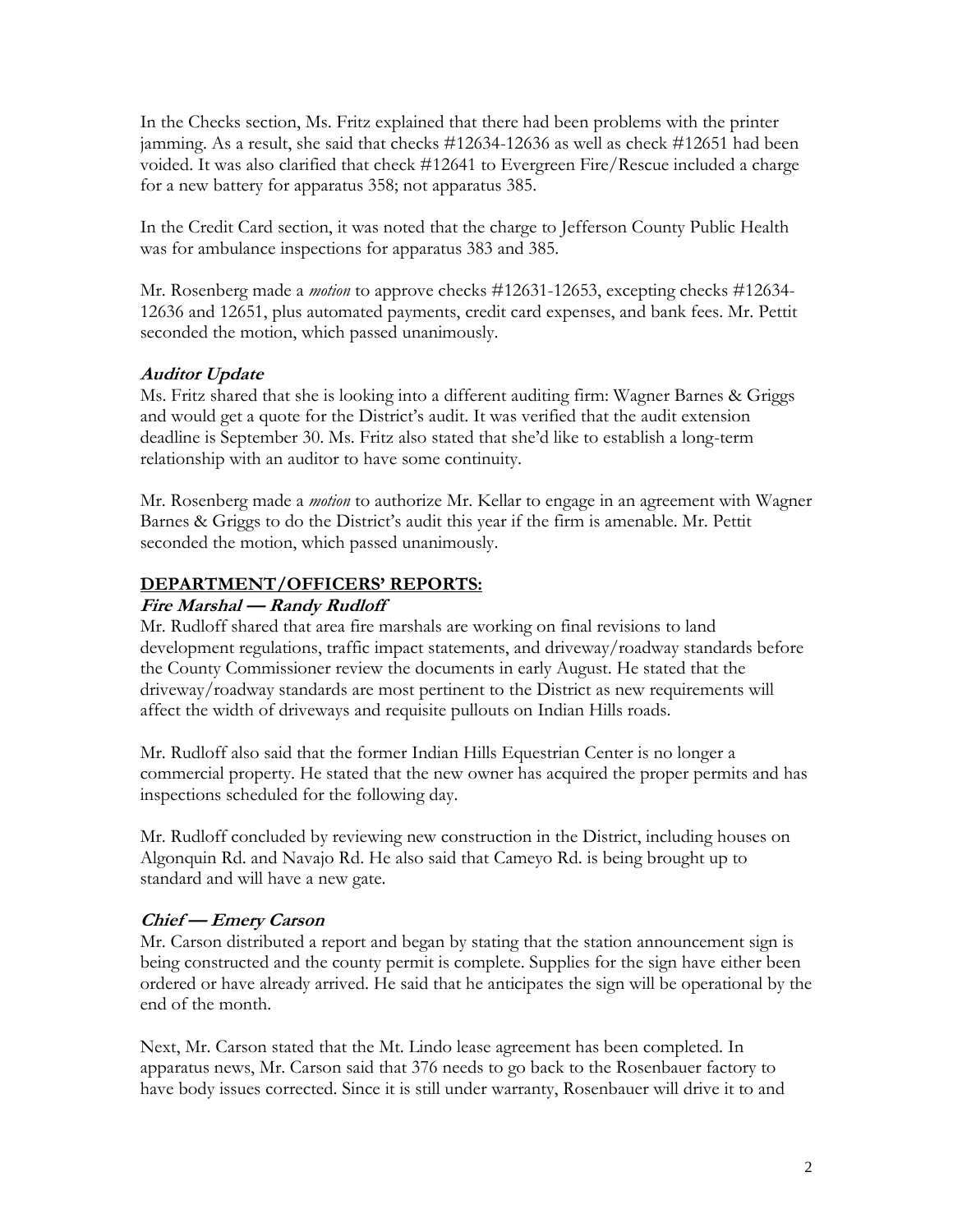In the Checks section, Ms. Fritz explained that there had been problems with the printer jamming. As a result, she said that checks #12634-12636 as well as check #12651 had been voided. It was also clarified that check #12641 to Evergreen Fire/Rescue included a charge for a new battery for apparatus 358; not apparatus 385.

In the Credit Card section, it was noted that the charge to Jefferson County Public Health was for ambulance inspections for apparatus 383 and 385.

Mr. Rosenberg made a *motion* to approve checks #12631-12653, excepting checks #12634-12636 and 12651, plus automated payments, credit card expenses, and bank fees. Mr. Pettit seconded the motion, which passed unanimously.

### *Auditor Update*

Ms. Fritz shared that she is looking into a different auditing firm: Wagner Barnes & Griggs and would get a quote for the District's audit. It was verified that the audit extension deadline is September 30. Ms. Fritz also stated that she'd like to establish a long-term relationship with an auditor to have some continuity.

Mr. Rosenberg made a *motion* to authorize Mr. Kellar to engage in an agreement with Wagner Barnes & Griggs to do the District's audit this year if the firm is amenable. Mr. Pettit seconded the motion, which passed unanimously.

## DEPARTMENT/OFFICERS' REPORTS:

### *Fire Marshal — Randy Rudloff*

Mr. Rudloff shared that area fire marshals are working on final revisions to land development regulations, traffic impact statements, and driveway/roadway standards before the County Commissioner review the documents in early August. He stated that the driveway/roadway standards are most pertinent to the District as new requirements will affect the width of driveways and requisite pullouts on Indian Hills roads.

Mr. Rudloff also said that the former Indian Hills Equestrian Center is no longer a commercial property. He stated that the new owner has acquired the proper permits and has inspections scheduled for the following day.

Mr. Rudloff concluded by reviewing new construction in the District, including houses on Algonquin Rd. and Navajo Rd. He also said that Cameyo Rd. is being brought up to standard and will have a new gate.

### *Chief — Emery Carson*

Mr. Carson distributed a report and began by stating that the station announcement sign is being constructed and the county permit is complete. Supplies for the sign have either been ordered or have already arrived. He said that he anticipates the sign will be operational by the end of the month.

Next, Mr. Carson stated that the Mt. Lindo lease agreement has been completed. In apparatus news, Mr. Carson said that 376 needs to go back to the Rosenbauer factory to have body issues corrected. Since it is still under warranty, Rosenbauer will drive it to and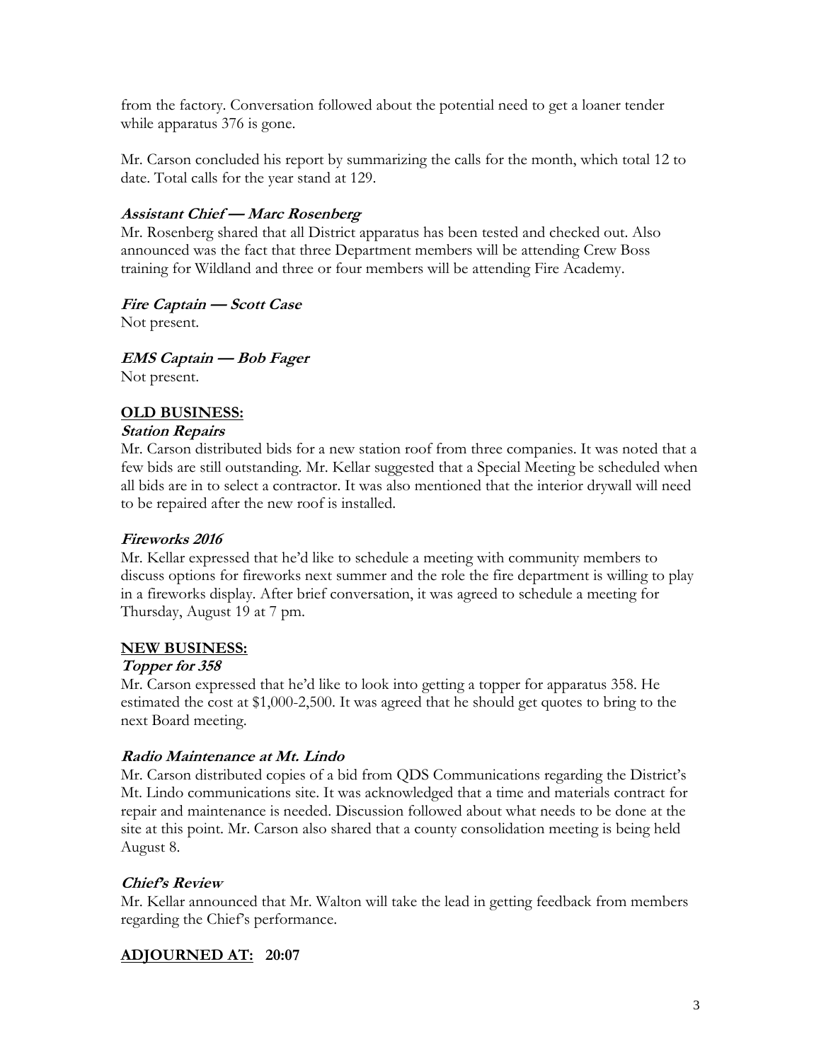from the factory. Conversation followed about the potential need to get a loaner tender while apparatus 376 is gone.

Mr. Carson concluded his report by summarizing the calls for the month, which total 12 to date. Total calls for the year stand at 129.

***Assistant Chief — Marc Rosenberg***

Mr. Rosenberg shared that all District apparatus has been tested and checked out. Also announced was the fact that three Department members will be attending Crew Boss training for Wildland and three or four members will be attending Fire Academy.

***Fire Captain — Scott Case***

Not present.

***EMS Captain — Bob Fager***

Not present.

## **OLD BUSINESS:**

***Station Repairs***

Mr. Carson distributed bids for a new station roof from three companies. It was noted that a few bids are still outstanding. Mr. Kellar suggested that a Special Meeting be scheduled when all bids are in to select a contractor. It was also mentioned that the interior drywall will need to be repaired after the new roof is installed.

***Fireworks 2016***

Mr. Kellar expressed that he'd like to schedule a meeting with community members to discuss options for fireworks next summer and the role the fire department is willing to play in a fireworks display. After brief conversation, it was agreed to schedule a meeting for Thursday, August 19 at 7 pm.

## **NEW BUSINESS:**

***Topper for 358***

Mr. Carson expressed that he'd like to look into getting a topper for apparatus 358. He estimated the cost at $1,000-2,500. It was agreed that he should get quotes to bring to the next Board meeting.

***Radio Maintenance at Mt. Lindo***

Mr. Carson distributed copies of a bid from QDS Communications regarding the District's Mt. Lindo communications site. It was acknowledged that a time and materials contract for repair and maintenance is needed. Discussion followed about what needs to be done at the site at this point. Mr. Carson also shared that a county consolidation meeting is being held August 8.

***Chief's Review***

Mr. Kellar announced that Mr. Walton will take the lead in getting feedback from members regarding the Chief's performance.

## **ADJOURNED AT: 20:07**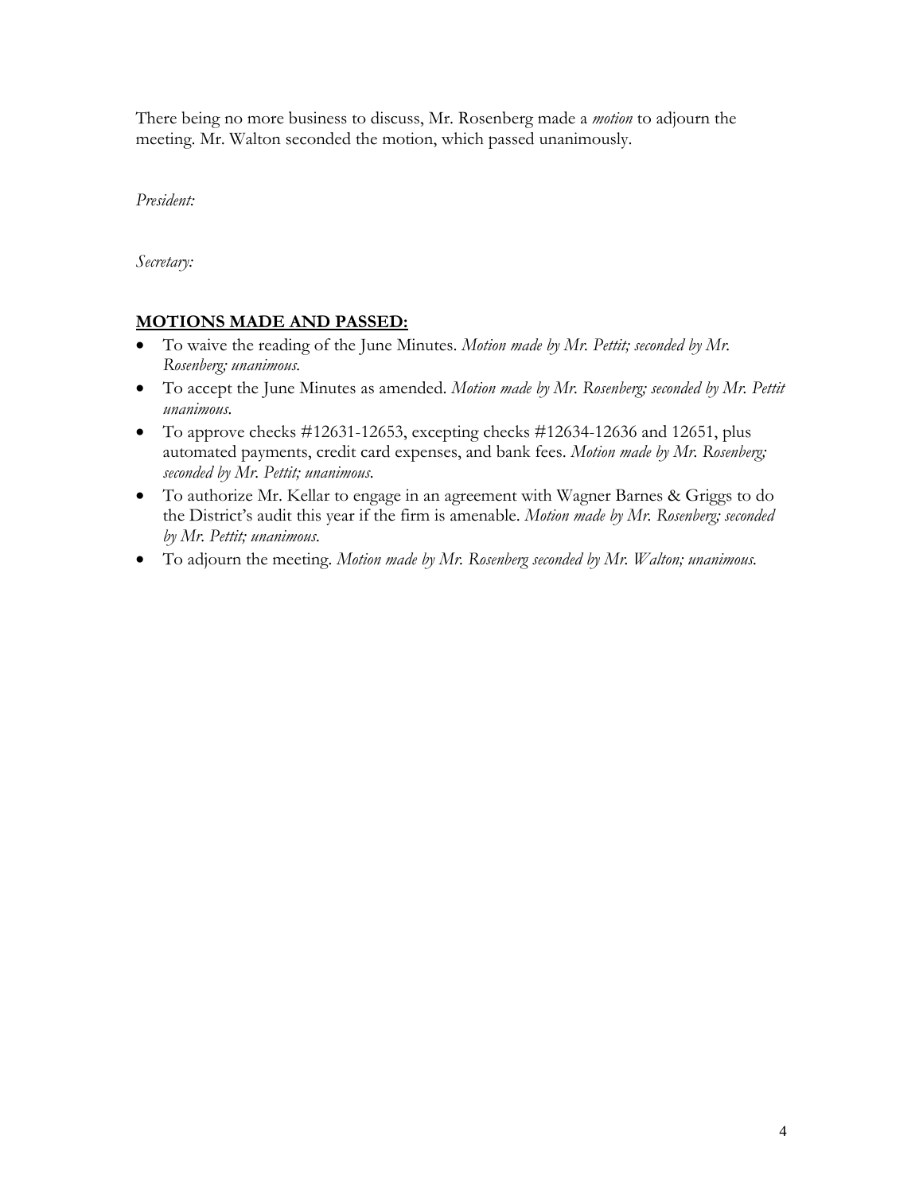There being no more business to discuss, Mr. Rosenberg made a *motion* to adjourn the meeting. Mr. Walton seconded the motion, which passed unanimously.

*President:*

*Secretary:*

## **MOTIONS MADE AND PASSED:**

- To waive the reading of the June Minutes. *Motion made by Mr. Pettit; seconded by Mr. Rosenberg; unanimous.*
- To accept the June Minutes as amended. *Motion made by Mr. Rosenberg; seconded by Mr. Pettit unanimous.*
- To approve checks #12631-12653, excepting checks #12634-12636 and 12651, plus automated payments, credit card expenses, and bank fees. *Motion made by Mr. Rosenberg; seconded by Mr. Pettit; unanimous.*
- To authorize Mr. Kellar to engage in an agreement with Wagner Barnes & Griggs to do the District's audit this year if the firm is amenable. *Motion made by Mr. Rosenberg; seconded by Mr. Pettit; unanimous.*
- To adjourn the meeting. *Motion made by Mr. Rosenberg seconded by Mr. Walton; unanimous.*